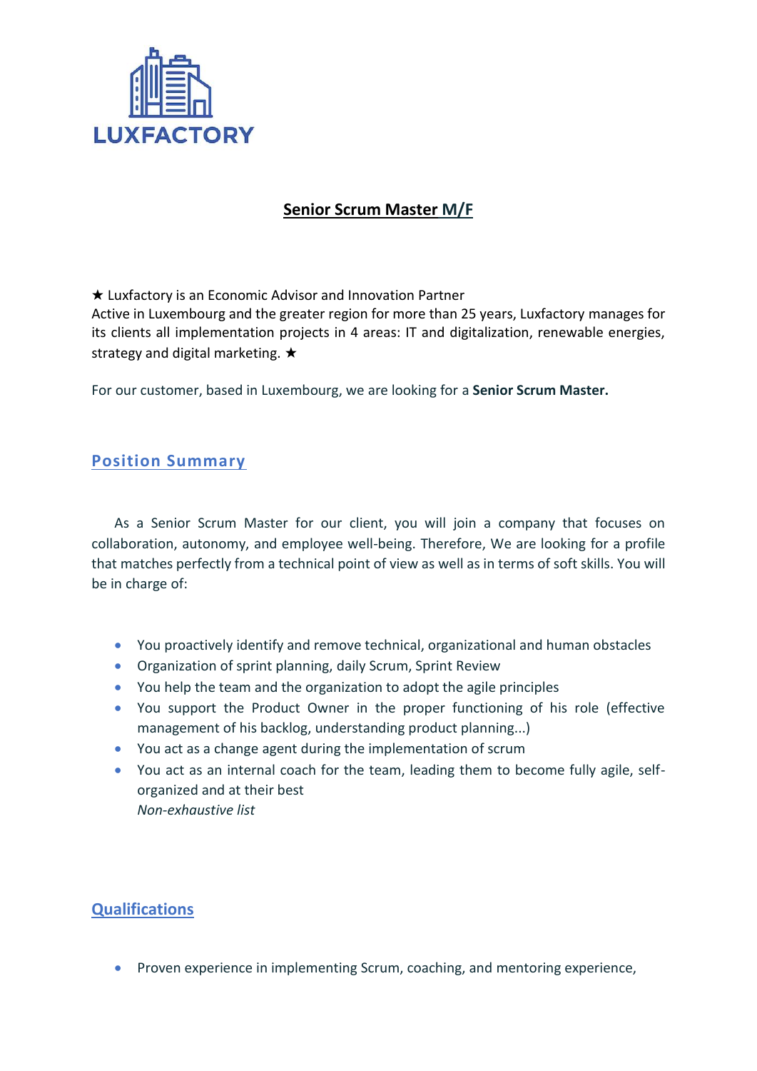LUXFACTORY

# Senior Scrum Master M/F

★ Luxfactory is an Economic Advisor and Innovation Partner
Active in Luxembourg and the greater region for more than 25 years, Luxfactory manages for its clients all implementation projects in 4 areas: IT and digitalization, renewable energies, strategy and digital marketing. ★

For our customer, based in Luxembourg, we are looking for a **Senior Scrum Master.**

## Position Summary

As a Senior Scrum Master for our client, you will join a company that focuses on collaboration, autonomy, and employee well-being. Therefore, We are looking for a profile that matches perfectly from a technical point of view as well as in terms of soft skills. You will be in charge of:

- You proactively identify and remove technical, organizational and human obstacles
- Organization of sprint planning, daily Scrum, Sprint Review
- You help the team and the organization to adopt the agile principles
- You support the Product Owner in the proper functioning of his role (effective management of his backlog, understanding product planning...)
- You act as a change agent during the implementation of scrum
- You act as an internal coach for the team, leading them to become fully agile, self-organized and at their best

  *Non-exhaustive list*

## Qualifications

- Proven experience in implementing Scrum, coaching, and mentoring experience,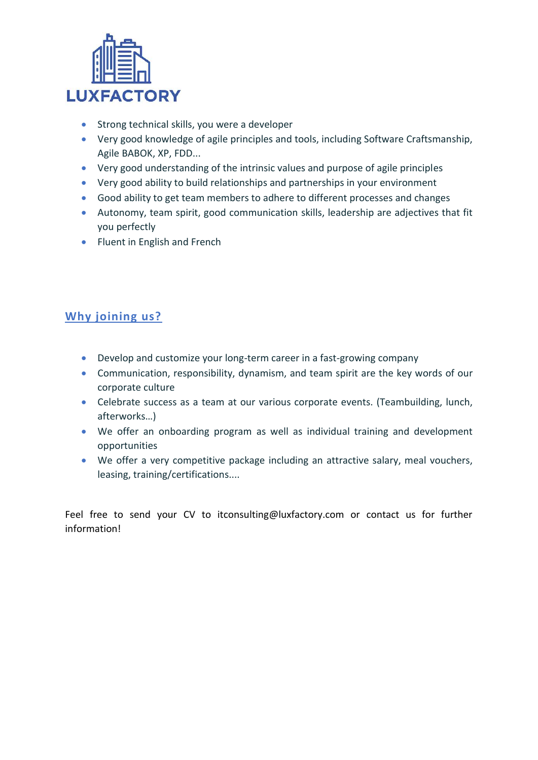- Strong technical skills, you were a developer
- Very good knowledge of agile principles and tools, including Software Craftsmanship, Agile BABOK, XP, FDD...
- Very good understanding of the intrinsic values and purpose of agile principles
- Very good ability to build relationships and partnerships in your environment
- Good ability to get team members to adhere to different processes and changes
- Autonomy, team spirit, good communication skills, leadership are adjectives that fit you perfectly
- Fluent in English and French

## Why joining us?

- Develop and customize your long-term career in a fast-growing company
- Communication, responsibility, dynamism, and team spirit are the key words of our corporate culture
- Celebrate success as a team at our various corporate events. (Teambuilding, lunch, afterworks…)
- We offer an onboarding program as well as individual training and development opportunities
- We offer a very competitive package including an attractive salary, meal vouchers, leasing, training/certifications....

Feel free to send your CV to itconsulting@luxfactory.com or contact us for further information!